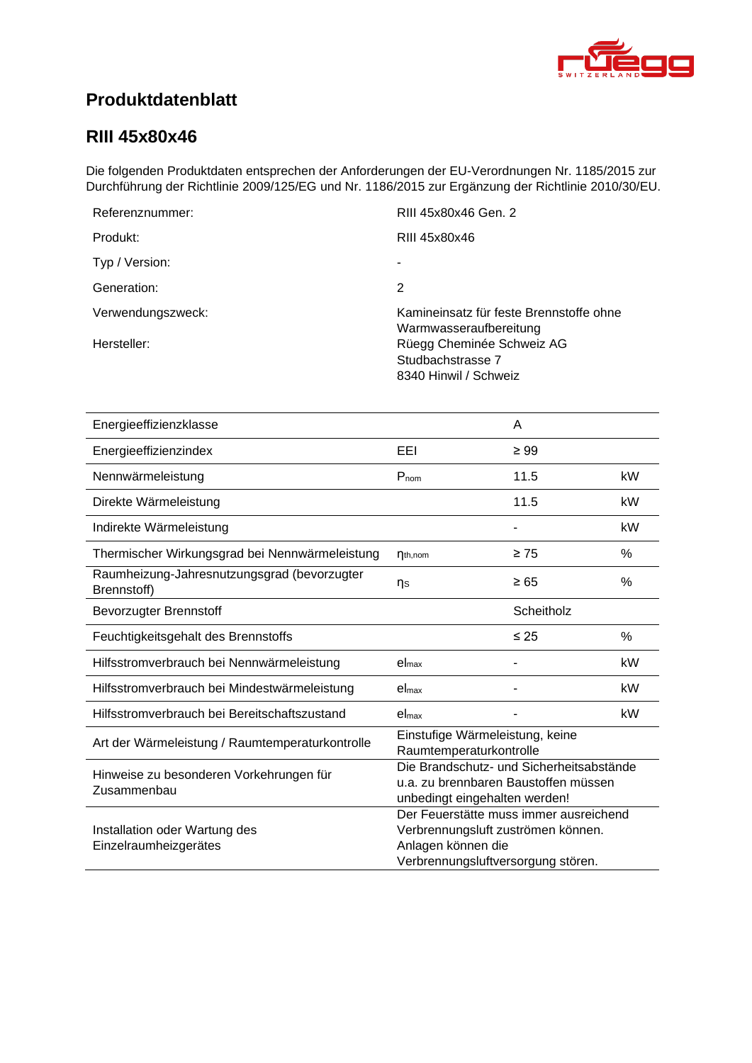# Produktdatenblatt

## RIII 45x80x46

Die folgenden Produktdaten entsprechen der Anforderungen der EU-Verordnungen Nr. 1185/2015 zur Durchführung der Richtlinie 2009/125/EG und Nr. 1186/2015 zur Ergänzung der Richtlinie 2010/30/EU.

| | |
|---|---|
| Referenznummer: | RIII 45x80x46 Gen. 2 |
| Produkt: | RIII 45x80x46 |
| Typ / Version: | - |
| Generation: | 2 |
| Verwendungszweck: | Kamineinsatz für feste Brennstoffe ohne Warmwasseraufbereitung |
| Hersteller: | Rüegg Cheminée Schweiz AG<br>Studbachstrasse 7<br>8340 Hinwil / Schweiz |

| | | | |
|---|---|---|---|
| Energieeffizienzklasse | | A | |
| Energieeffizienzindex | EEI | ≥ 99 | |
| Nennwärmeleistung | $P_{nom}$ | 11.5 | kW |
| Direkte Wärmeleistung | | 11.5 | kW |
| Indirekte Wärmeleistung | | - | kW |
| Thermischer Wirkungsgrad bei Nennwärmeleistung | $\eta_{th,nom}$ | ≥ 75 | % |
| Raumheizung-Jahresnutzungsgrad (bevorzugter Brennstoff) | $\eta_S$ | ≥ 65 | % |
| Bevorzugter Brennstoff | | Scheitholz | |
| Feuchtigkeitsgehalt des Brennstoffs | | ≤ 25 | % |
| Hilfsstromverbrauch bei Nennwärmeleistung | $el_{max}$ | - | kW |
| Hilfsstromverbrauch bei Mindestwärmeleistung | $el_{max}$ | - | kW |
| Hilfsstromverbrauch bei Bereitschaftszustand | $el_{max}$ | - | kW |
| Art der Wärmeleistung / Raumtemperaturkontrolle | Einstufige Wärmeleistung, keine Raumtemperaturkontrolle | | |
| Hinweise zu besonderen Vorkehrungen für Zusammenbau | Die Brandschutz- und Sicherheitsabstände u.a. zu brennbaren Baustoffen müssen unbedingt eingehalten werden! | | |
| Installation oder Wartung des Einzelraumheizgerätes | Der Feuerstätte muss immer ausreichend Verbrennungsluft zuströmen können. Anlagen können die Verbrennungsluftversorgung stören. | | |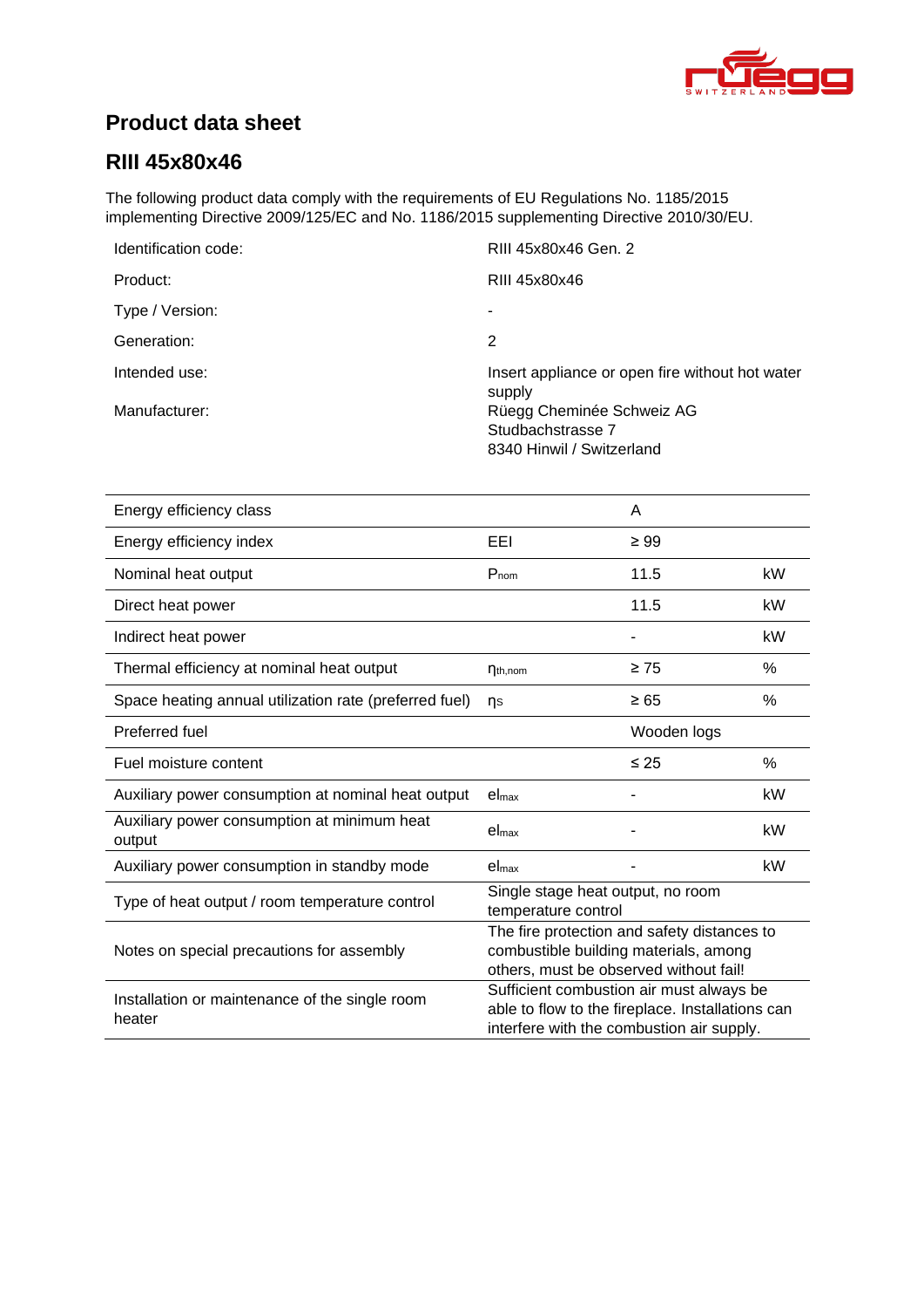# Product data sheet

## RIII 45x80x46

The following product data comply with the requirements of EU Regulations No. 1185/2015 implementing Directive 2009/125/EC and No. 1186/2015 supplementing Directive 2010/30/EU.

| | |
|---|---|
| Identification code: | RIII 45x80x46 Gen. 2 |
| Product: | RIII 45x80x46 |
| Type / Version: | - |
| Generation: | 2 |
| Intended use: | Insert appliance or open fire without hot water supply |
| Manufacturer: | Rüegg Cheminée Schweiz AG<br>Studbachstrasse 7<br>8340 Hinwil / Switzerland |

| | | | |
|---|---|---|---|
| Energy efficiency class | | A | |
| Energy efficiency index | EEI | ≥ 99 | |
| Nominal heat output | $P_{nom}$ | 11.5 | kW |
| Direct heat power | | 11.5 | kW |
| Indirect heat power | | - | kW |
| Thermal efficiency at nominal heat output | $\eta_{th,nom}$ | ≥ 75 | % |
| Space heating annual utilization rate (preferred fuel) | $\eta_S$ | ≥ 65 | % |
| Preferred fuel | | Wooden logs | |
| Fuel moisture content | | ≤ 25 | % |
| Auxiliary power consumption at nominal heat output | $el_{max}$ | - | kW |
| Auxiliary power consumption at minimum heat output | $el_{max}$ | - | kW |
| Auxiliary power consumption in standby mode | $el_{max}$ | - | kW |
| Type of heat output / room temperature control | Single stage heat output, no room temperature control | | |
| Notes on special precautions for assembly | The fire protection and safety distances to combustible building materials, among others, must be observed without fail! | | |
| Installation or maintenance of the single room heater | Sufficient combustion air must always be able to flow to the fireplace. Installations can interfere with the combustion air supply. | | |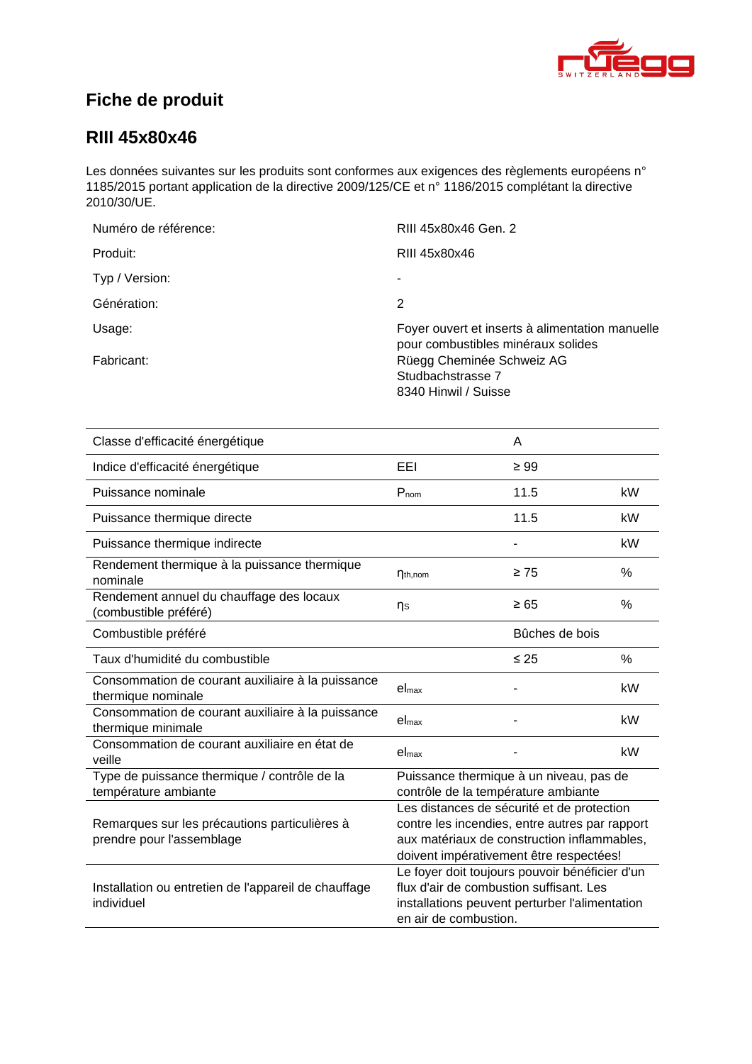# Fiche de produit

## RIII 45x80x46

Les données suivantes sur les produits sont conformes aux exigences des règlements européens n° 1185/2015 portant application de la directive 2009/125/CE et n° 1186/2015 complétant la directive 2010/30/UE.

| | |
|---|---|
| Numéro de référence: | RIII 45x80x46 Gen. 2 |
| Produit: | RIII 45x80x46 |
| Typ / Version: | - |
| Génération: | 2 |
| Usage: | Foyer ouvert et inserts à alimentation manuelle pour combustibles minéraux solides |
| Fabricant: | Rüegg Cheminée Schweiz AG<br>Studbachstrasse 7<br>8340 Hinwil / Suisse |

| | | | |
|---|---|---|---|
| Classe d'efficacité énergétique | | A | |
| Indice d'efficacité énergétique | EEI | ≥ 99 | |
| Puissance nominale | $P_{nom}$ | 11.5 | kW |
| Puissance thermique directe | | 11.5 | kW |
| Puissance thermique indirecte | | - | kW |
| Rendement thermique à la puissance thermique nominale | $\eta_{th,nom}$ | ≥ 75 | % |
| Rendement annuel du chauffage des locaux (combustible préféré) | $\eta_S$ | ≥ 65 | % |
| Combustible préféré | | Bûches de bois | |
| Taux d'humidité du combustible | | ≤ 25 | % |
| Consommation de courant auxiliaire à la puissance thermique nominale | $el_{max}$ | - | kW |
| Consommation de courant auxiliaire à la puissance thermique minimale | $el_{max}$ | - | kW |
| Consommation de courant auxiliaire en état de veille | $el_{max}$ | - | kW |
| Type de puissance thermique / contrôle de la température ambiante | Puissance thermique à un niveau, pas de contrôle de la température ambiante | | |
| Remarques sur les précautions particulières à prendre pour l'assemblage | Les distances de sécurité et de protection contre les incendies, entre autres par rapport aux matériaux de construction inflammables, doivent impérativement être respectées! | | |
| Installation ou entretien de l'appareil de chauffage individuel | Le foyer doit toujours pouvoir bénéficier d'un flux d'air de combustion suffisant. Les installations peuvent perturber l'alimentation en air de combustion. | | |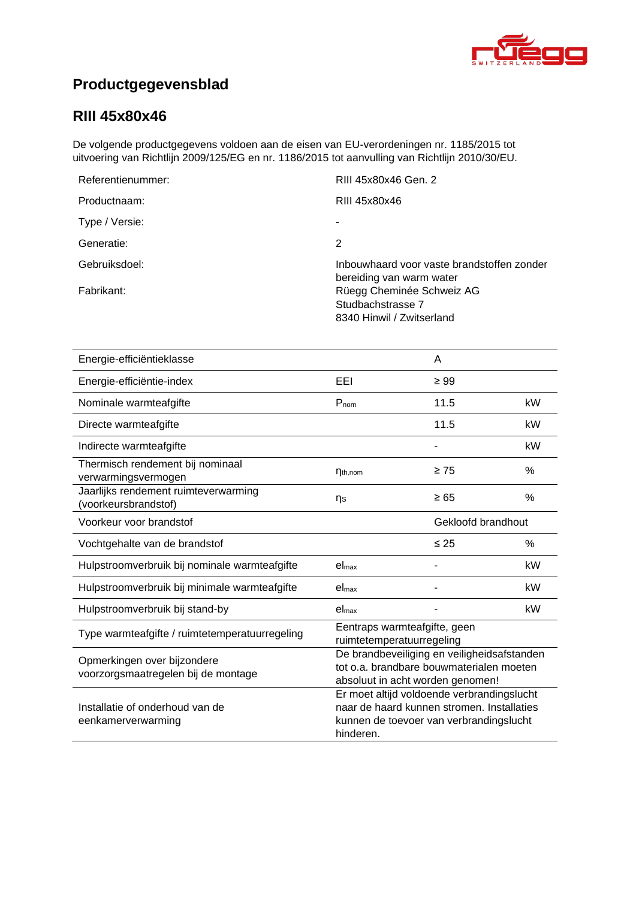# Productgegevensblad

## RIII 45x80x46

De volgende productgegevens voldoen aan de eisen van EU-verordeningen nr. 1185/2015 tot uitvoering van Richtlijn 2009/125/EG en nr. 1186/2015 tot aanvulling van Richtlijn 2010/30/EU.

| | |
|---|---|
| Referentienummer: | RIII 45x80x46 Gen. 2 |
| Productnaam: | RIII 45x80x46 |
| Type / Versie: | - |
| Generatie: | 2 |
| Gebruiksdoel: | Inbouwhaard voor vaste brandstoffen zonder bereiding van warm water |
| Fabrikant: | Rüegg Cheminée Schweiz AG<br>Studbachstrasse 7<br>8340 Hinwil / Zwitserland |

| | | | |
|---|---|---|---|
| Energie-efficiëntieklasse | | A | |
| Energie-efficiëntie-index | EEI | ≥ 99 | |
| Nominale warmteafgifte | $P_{nom}$ | 11.5 | kW |
| Directe warmteafgifte | | 11.5 | kW |
| Indirecte warmteafgifte | | - | kW |
| Thermisch rendement bij nominaal verwarmingsvermogen | $\eta_{th,nom}$ | ≥ 75 | % |
| Jaarlijks rendement ruimteverwarming (voorkeursbrandstof) | $\eta_S$ | ≥ 65 | % |
| Voorkeur voor brandstof | | Gekloofd brandhout | |
| Vochtgehalte van de brandstof | | ≤ 25 | % |
| Hulpstroomverbruik bij nominale warmteafgifte | $el_{max}$ | - | kW |
| Hulpstroomverbruik bij minimale warmteafgifte | $el_{max}$ | - | kW |
| Hulpstroomverbruik bij stand-by | $el_{max}$ | - | kW |
| Type warmteafgifte / ruimtetemperatuurregeling | Eentraps warmteafgifte, geen ruimtetemperatuurregeling | | |
| Opmerkingen over bijzondere voorzorgsmaatregelen bij de montage | De brandbeveiliging en veiligheidsafstanden tot o.a. brandbare bouwmaterialen moeten absoluut in acht worden genomen! | | |
| Installatie of onderhoud van de eenkamerverwarming | Er moet altijd voldoende verbrandingslucht naar de haard kunnen stromen. Installaties kunnen de toevoer van verbrandingslucht hinderen. | | |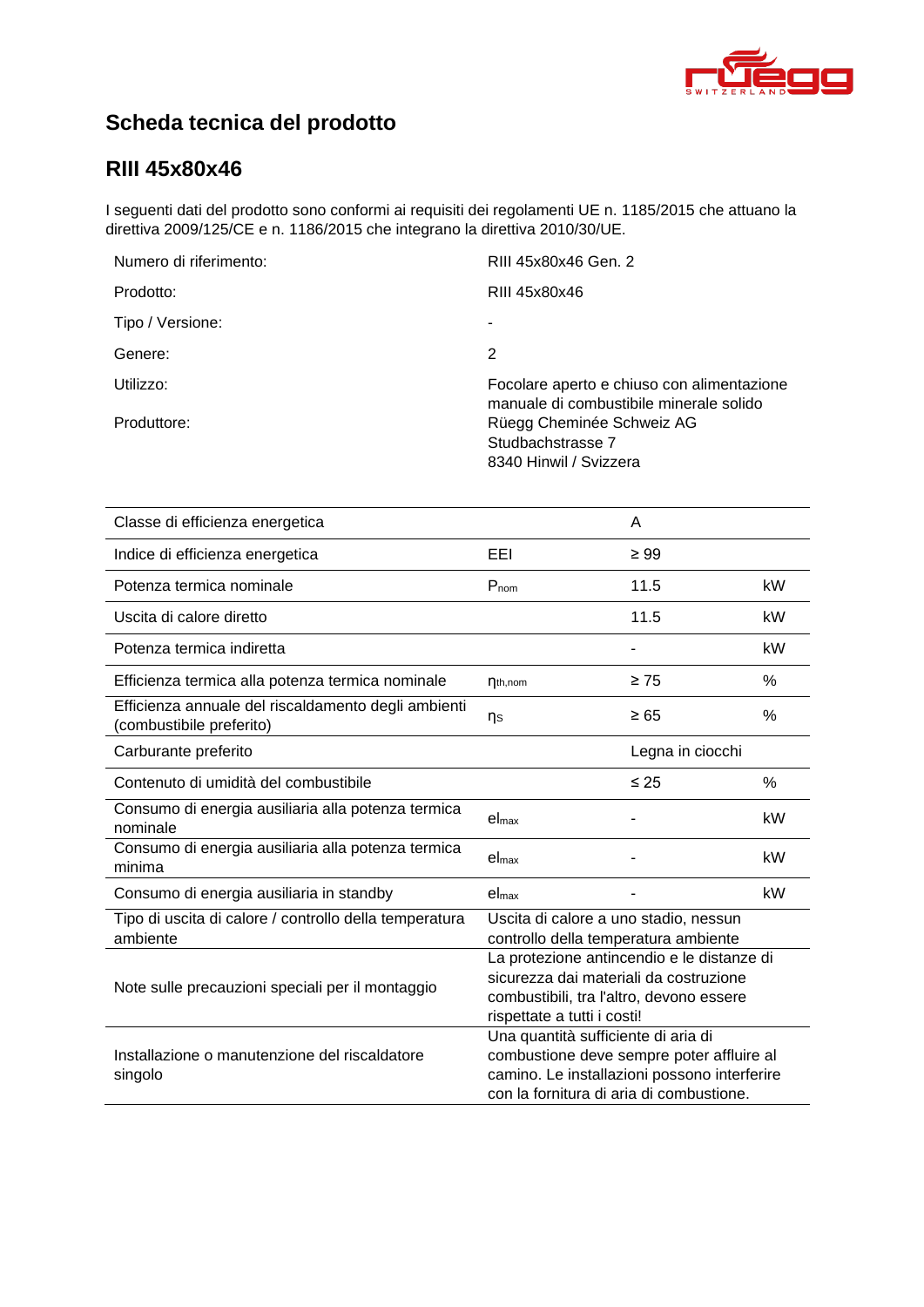# Scheda tecnica del prodotto

## RIII 45x80x46

I seguenti dati del prodotto sono conformi ai requisiti dei regolamenti UE n. 1185/2015 che attuano la direttiva 2009/125/CE e n. 1186/2015 che integrano la direttiva 2010/30/UE.

| | |
|---|---|
| Numero di riferimento: | RIII 45x80x46 Gen. 2 |
| Prodotto: | RIII 45x80x46 |
| Tipo / Versione: | - |
| Genere: | 2 |
| Utilizzo: | Focolare aperto e chiuso con alimentazione manuale di combustibile minerale solido |
| Produttore: | Rüegg Cheminée Schweiz AG<br>Studbachstrasse 7<br>8340 Hinwil / Svizzera |

| | | | |
|---|---|---|---|
| Classe di efficienza energetica | | A | |
| Indice di efficienza energetica | EEI | ≥ 99 | |
| Potenza termica nominale | $P_{nom}$ | 11.5 | kW |
| Uscita di calore diretto | | 11.5 | kW |
| Potenza termica indiretta | | - | kW |
| Efficienza termica alla potenza termica nominale | $\eta_{th,nom}$ | ≥ 75 | % |
| Efficienza annuale del riscaldamento degli ambienti (combustibile preferito) | $\eta_S$ | ≥ 65 | % |
| Carburante preferito | | Legna in ciocchi | |
| Contenuto di umidità del combustibile | | ≤ 25 | % |
| Consumo di energia ausiliaria alla potenza termica nominale | $el_{max}$ | - | kW |
| Consumo di energia ausiliaria alla potenza termica minima | $el_{max}$ | - | kW |
| Consumo di energia ausiliaria in standby | $el_{max}$ | - | kW |
| Tipo di uscita di calore / controllo della temperatura ambiente | Uscita di calore a uno stadio, nessun controllo della temperatura ambiente | | |
| Note sulle precauzioni speciali per il montaggio | La protezione antincendio e le distanze di sicurezza dai materiali da costruzione combustibili, tra l'altro, devono essere rispettate a tutti i costi! | | |
| Installazione o manutenzione del riscaldatore singolo | Una quantità sufficiente di aria di combustione deve sempre poter affluire al camino. Le installazioni possono interferire con la fornitura di aria di combustione. | | |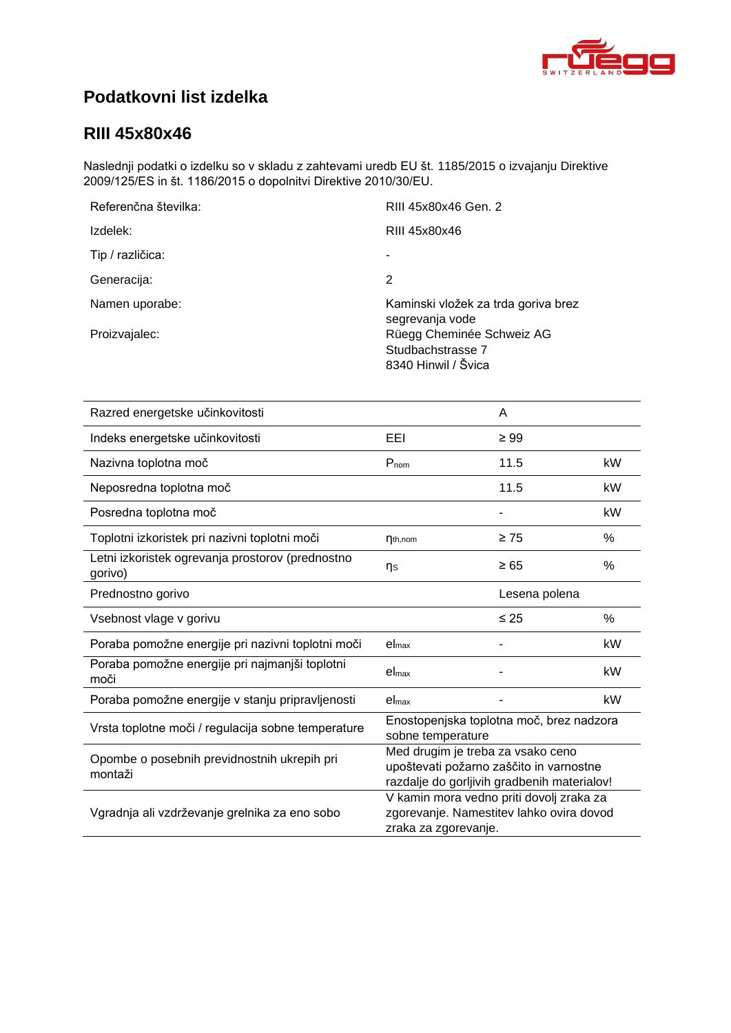# Podatkovni list izdelka

## RIII 45x80x46

Naslednji podatki o izdelku so v skladu z zahtevami uredb EU št. 1185/2015 o izvajanju Direktive 2009/125/ES in št. 1186/2015 o dopolnitvi Direktive 2010/30/EU.

| | |
|---|---|
| Referenčna številka: | RIII 45x80x46 Gen. 2 |
| Izdelek: | RIII 45x80x46 |
| Tip / različica: | - |
| Generacija: | 2 |
| Namen uporabe: | Kaminski vložek za trda goriva brez segrevanja vode |
| Proizvajalec: | Rüegg Cheminée Schweiz AG<br>Studbachstrasse 7<br>8340 Hinwil / Švica |

| | | | |
|---|---|---|---|
| Razred energetske učinkovitosti | | A | |
| Indeks energetske učinkovitosti | EEI | ≥ 99 | |
| Nazivna toplotna moč | $P_{nom}$ | 11.5 | kW |
| Neposredna toplotna moč | | 11.5 | kW |
| Posredna toplotna moč | | - | kW |
| Toplotni izkoristek pri nazivni toplotni moči | $\eta_{th,nom}$ | ≥ 75 | % |
| Letni izkoristek ogrevanja prostorov (prednostno gorivo) | $\eta_S$ | ≥ 65 | % |
| Prednostno gorivo | | Lesena polena | |
| Vsebnost vlage v gorivu | | ≤ 25 | % |
| Poraba pomožne energije pri nazivni toplotni moči | $el_{max}$ | - | kW |
| Poraba pomožne energije pri najmanjši toplotni moči | $el_{max}$ | - | kW |
| Poraba pomožne energije v stanju pripravljenosti | $el_{max}$ | - | kW |
| Vrsta toplotne moči / regulacija sobne temperature | Enostopenjska toplotna moč, brez nadzora sobne temperature | | |
| Opombe o posebnih previdnostnih ukrepih pri montaži | Med drugim je treba za vsako ceno upoštevati požarno zaščito in varnostne razdalje do gorljivih gradbenih materialov! | | |
| Vgradnja ali vzdrževanje grelnika za eno sobo | V kamin mora vedno priti dovolj zraka za zgorevanje. Namestitev lahko ovira dovod zraka za zgorevanje. | | |